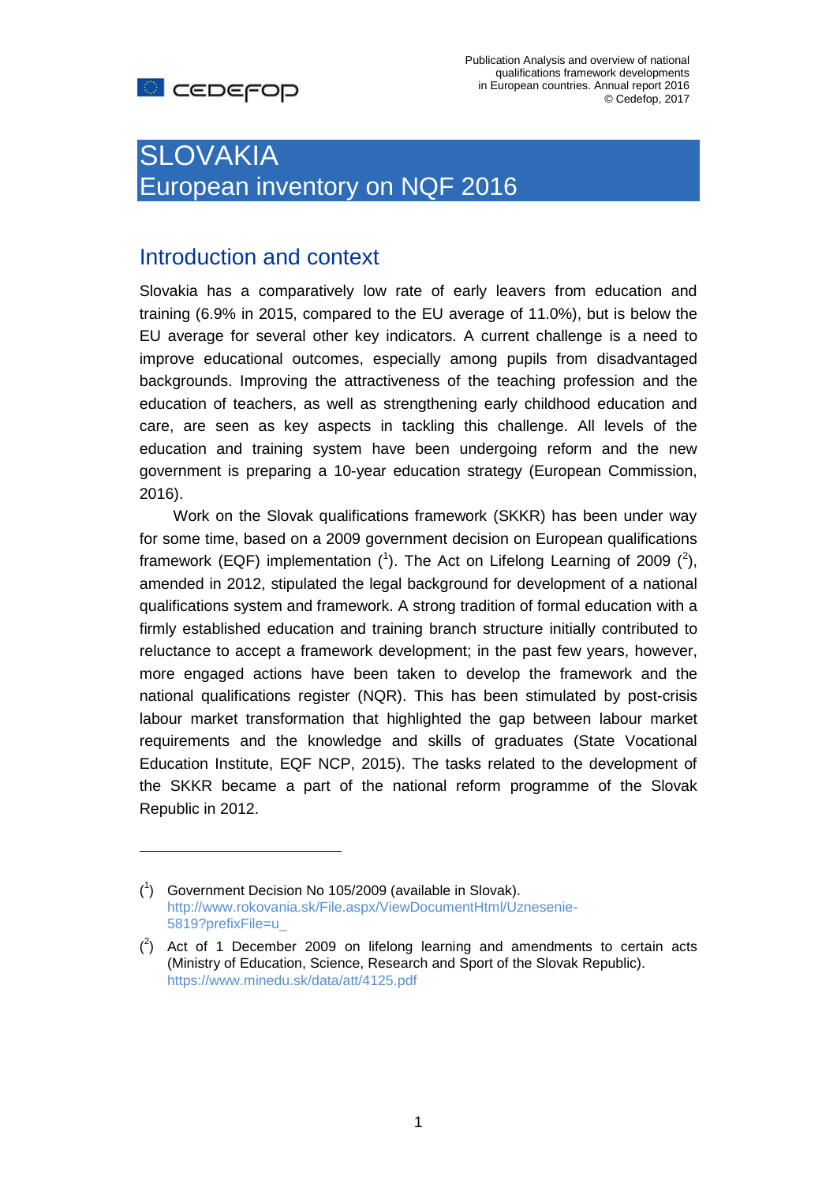# SLOVAKIA
# European inventory on NQF 2016

## Introduction and context

Slovakia has a comparatively low rate of early leavers from education and training (6.9% in 2015, compared to the EU average of 11.0%), but is below the EU average for several other key indicators. A current challenge is a need to improve educational outcomes, especially among pupils from disadvantaged backgrounds. Improving the attractiveness of the teaching profession and the education of teachers, as well as strengthening early childhood education and care, are seen as key aspects in tackling this challenge. All levels of the education and training system have been undergoing reform and the new government is preparing a 10-year education strategy (European Commission, 2016).

Work on the Slovak qualifications framework (SKKR) has been under way for some time, based on a 2009 government decision on European qualifications framework (EQF) implementation ([1]). The Act on Lifelong Learning of 2009 ([2]), amended in 2012, stipulated the legal background for development of a national qualifications system and framework. A strong tradition of formal education with a firmly established education and training branch structure initially contributed to reluctance to accept a framework development; in the past few years, however, more engaged actions have been taken to develop the framework and the national qualifications register (NQR). This has been stimulated by post-crisis labour market transformation that highlighted the gap between labour market requirements and the knowledge and skills of graduates (State Vocational Education Institute, EQF NCP, 2015). The tasks related to the development of the SKKR became a part of the national reform programme of the Slovak Republic in 2012.

---

([1]) Government Decision No 105/2009 (available in Slovak). http://www.rokovania.sk/File.aspx/ViewDocumentHtml/Uznesenie-5819?prefixFile=u_

([2]) Act of 1 December 2009 on lifelong learning and amendments to certain acts (Ministry of Education, Science, Research and Sport of the Slovak Republic). https://www.minedu.sk/data/att/4125.pdf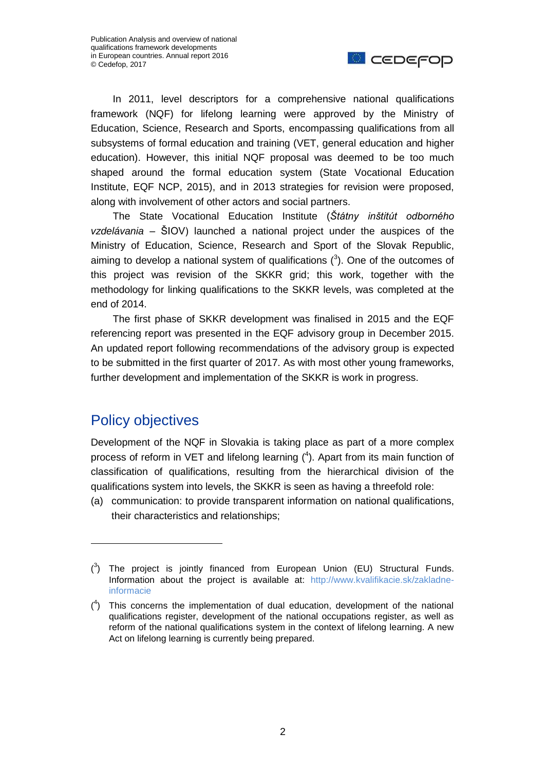In 2011, level descriptors for a comprehensive national qualifications framework (NQF) for lifelong learning were approved by the Ministry of Education, Science, Research and Sports, encompassing qualifications from all subsystems of formal education and training (VET, general education and higher education). However, this initial NQF proposal was deemed to be too much shaped around the formal education system (State Vocational Education Institute, EQF NCP, 2015), and in 2013 strategies for revision were proposed, along with involvement of other actors and social partners.

The State Vocational Education Institute (*Štátny inštitút odborného vzdelávania* – ŠIOV) launched a national project under the auspices of the Ministry of Education, Science, Research and Sport of the Slovak Republic, aiming to develop a national system of qualifications ([3]). One of the outcomes of this project was revision of the SKKR grid; this work, together with the methodology for linking qualifications to the SKKR levels, was completed at the end of 2014.

The first phase of SKKR development was finalised in 2015 and the EQF referencing report was presented in the EQF advisory group in December 2015. An updated report following recommendations of the advisory group is expected to be submitted in the first quarter of 2017. As with most other young frameworks, further development and implementation of the SKKR is work in progress.

## Policy objectives

Development of the NQF in Slovakia is taking place as part of a more complex process of reform in VET and lifelong learning ([4]). Apart from its main function of classification of qualifications, resulting from the hierarchical division of the qualifications system into levels, the SKKR is seen as having a threefold role:

(a) communication: to provide transparent information on national qualifications, their characteristics and relationships;

---

([3]) The project is jointly financed from European Union (EU) Structural Funds. Information about the project is available at: http://www.kvalifikacie.sk/zakladne-informacie

([4]) This concerns the implementation of dual education, development of the national qualifications register, development of the national occupations register, as well as reform of the national qualifications system in the context of lifelong learning. A new Act on lifelong learning is currently being prepared.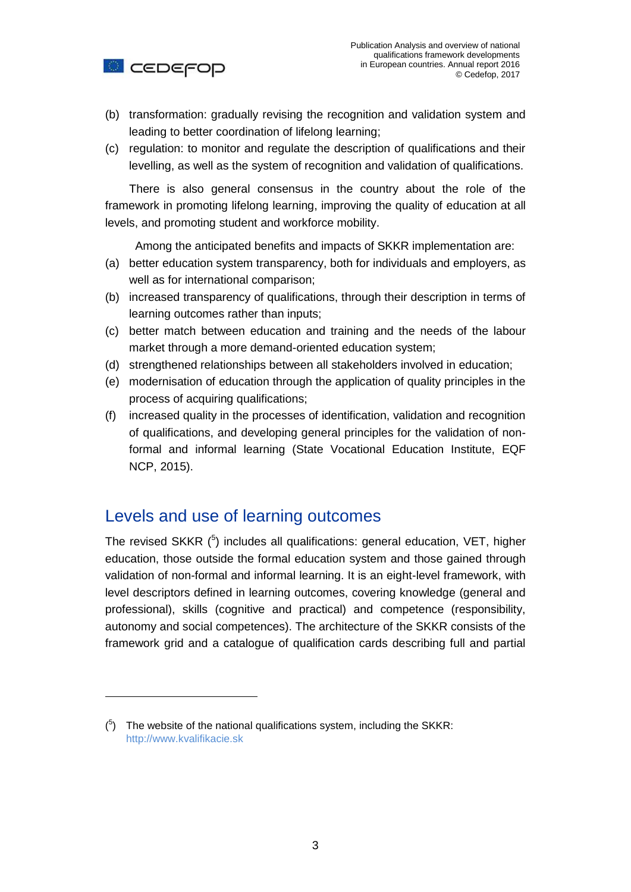(b) transformation: gradually revising the recognition and validation system and leading to better coordination of lifelong learning;
(c) regulation: to monitor and regulate the description of qualifications and their levelling, as well as the system of recognition and validation of qualifications.

There is also general consensus in the country about the role of the framework in promoting lifelong learning, improving the quality of education at all levels, and promoting student and workforce mobility.

Among the anticipated benefits and impacts of SKKR implementation are:

(a) better education system transparency, both for individuals and employers, as well as for international comparison;
(b) increased transparency of qualifications, through their description in terms of learning outcomes rather than inputs;
(c) better match between education and training and the needs of the labour market through a more demand-oriented education system;
(d) strengthened relationships between all stakeholders involved in education;
(e) modernisation of education through the application of quality principles in the process of acquiring qualifications;
(f) increased quality in the processes of identification, validation and recognition of qualifications, and developing general principles for the validation of non-formal and informal learning (State Vocational Education Institute, EQF NCP, 2015).

## Levels and use of learning outcomes

The revised SKKR ([5]) includes all qualifications: general education, VET, higher education, those outside the formal education system and those gained through validation of non-formal and informal learning. It is an eight-level framework, with level descriptors defined in learning outcomes, covering knowledge (general and professional), skills (cognitive and practical) and competence (responsibility, autonomy and social competences). The architecture of the SKKR consists of the framework grid and a catalogue of qualification cards describing full and partial

---

([5]) The website of the national qualifications system, including the SKKR: http://www.kvalifikacie.sk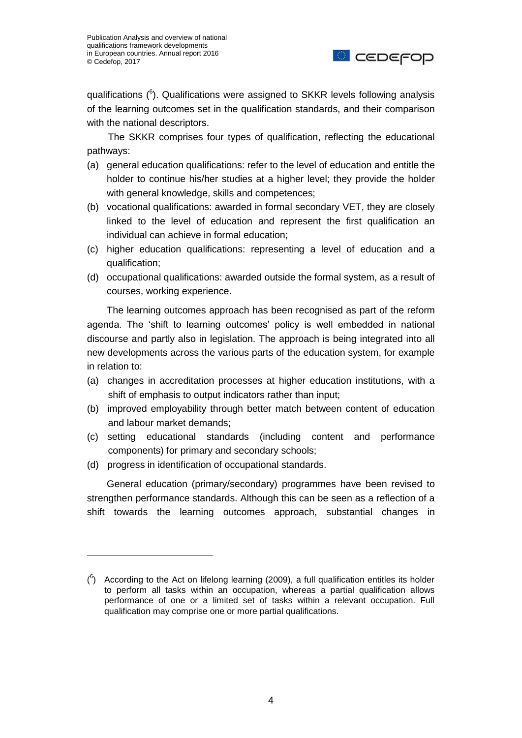qualifications ([6]). Qualifications were assigned to SKKR levels following analysis of the learning outcomes set in the qualification standards, and their comparison with the national descriptors.

The SKKR comprises four types of qualification, reflecting the educational pathways:

(a) general education qualifications: refer to the level of education and entitle the holder to continue his/her studies at a higher level; they provide the holder with general knowledge, skills and competences;

(b) vocational qualifications: awarded in formal secondary VET, they are closely linked to the level of education and represent the first qualification an individual can achieve in formal education;

(c) higher education qualifications: representing a level of education and a qualification;

(d) occupational qualifications: awarded outside the formal system, as a result of courses, working experience.

The learning outcomes approach has been recognised as part of the reform agenda. The 'shift to learning outcomes' policy is well embedded in national discourse and partly also in legislation. The approach is being integrated into all new developments across the various parts of the education system, for example in relation to:

(a) changes in accreditation processes at higher education institutions, with a shift of emphasis to output indicators rather than input;

(b) improved employability through better match between content of education and labour market demands;

(c) setting educational standards (including content and performance components) for primary and secondary schools;

(d) progress in identification of occupational standards.

General education (primary/secondary) programmes have been revised to strengthen performance standards. Although this can be seen as a reflection of a shift towards the learning outcomes approach, substantial changes in

---

([6]) According to the Act on lifelong learning (2009), a full qualification entitles its holder to perform all tasks within an occupation, whereas a partial qualification allows performance of one or a limited set of tasks within a relevant occupation. Full qualification may comprise one or more partial qualifications.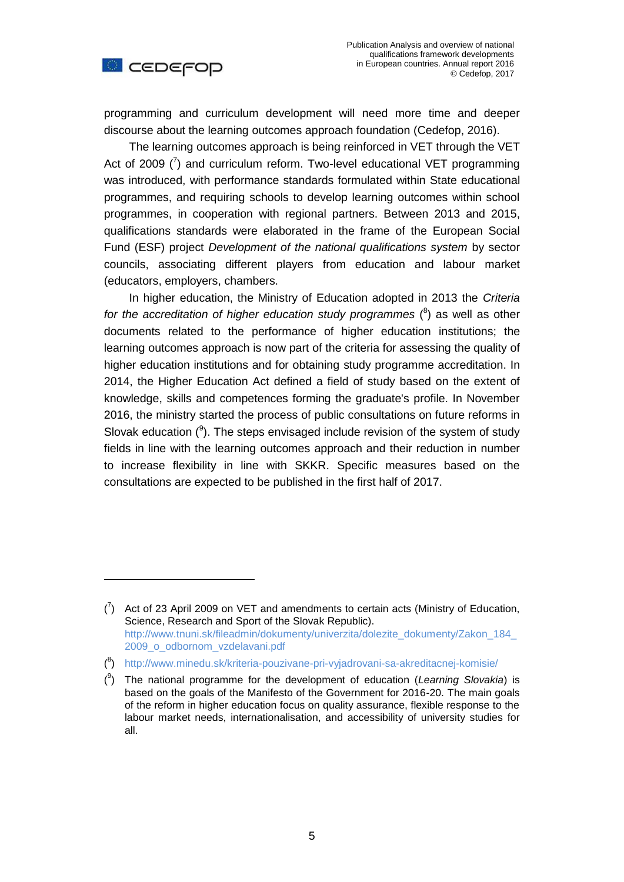programming and curriculum development will need more time and deeper discourse about the learning outcomes approach foundation (Cedefop, 2016).

The learning outcomes approach is being reinforced in VET through the VET Act of 2009 ([7]) and curriculum reform. Two-level educational VET programming was introduced, with performance standards formulated within State educational programmes, and requiring schools to develop learning outcomes within school programmes, in cooperation with regional partners. Between 2013 and 2015, qualifications standards were elaborated in the frame of the European Social Fund (ESF) project *Development of the national qualifications system* by sector councils, associating different players from education and labour market (educators, employers, chambers.

In higher education, the Ministry of Education adopted in 2013 the *Criteria for the accreditation of higher education study programmes* ([8]) as well as other documents related to the performance of higher education institutions; the learning outcomes approach is now part of the criteria for assessing the quality of higher education institutions and for obtaining study programme accreditation. In 2014, the Higher Education Act defined a field of study based on the extent of knowledge, skills and competences forming the graduate's profile. In November 2016, the ministry started the process of public consultations on future reforms in Slovak education ([9]). The steps envisaged include revision of the system of study fields in line with the learning outcomes approach and their reduction in number to increase flexibility in line with SKKR. Specific measures based on the consultations are expected to be published in the first half of 2017.

---

([7]) Act of 23 April 2009 on VET and amendments to certain acts (Ministry of Education, Science, Research and Sport of the Slovak Republic). http://www.tnuni.sk/fileadmin/dokumenty/univerzita/dolezite_dokumenty/Zakon_184_2009_o_odbornom_vzdelavani.pdf

([8]) http://www.minedu.sk/kriteria-pouzivane-pri-vyjadrovani-sa-akreditacnej-komisie/

([9]) The national programme for the development of education (*Learning Slovakia*) is based on the goals of the Manifesto of the Government for 2016-20. The main goals of the reform in higher education focus on quality assurance, flexible response to the labour market needs, internationalisation, and accessibility of university studies for all.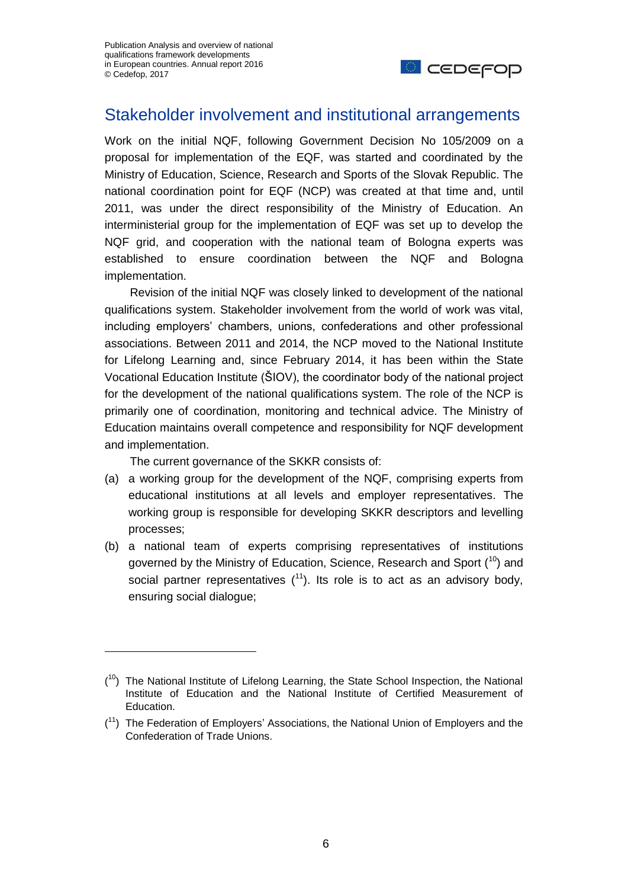## Stakeholder involvement and institutional arrangements

Work on the initial NQF, following Government Decision No 105/2009 on a proposal for implementation of the EQF, was started and coordinated by the Ministry of Education, Science, Research and Sports of the Slovak Republic. The national coordination point for EQF (NCP) was created at that time and, until 2011, was under the direct responsibility of the Ministry of Education. An interministerial group for the implementation of EQF was set up to develop the NQF grid, and cooperation with the national team of Bologna experts was established to ensure coordination between the NQF and Bologna implementation.

Revision of the initial NQF was closely linked to development of the national qualifications system. Stakeholder involvement from the world of work was vital, including employers' chambers, unions, confederations and other professional associations. Between 2011 and 2014, the NCP moved to the National Institute for Lifelong Learning and, since February 2014, it has been within the State Vocational Education Institute (ŠIOV), the coordinator body of the national project for the development of the national qualifications system. The role of the NCP is primarily one of coordination, monitoring and technical advice. The Ministry of Education maintains overall competence and responsibility for NQF development and implementation.

The current governance of the SKKR consists of:

(a) a working group for the development of the NQF, comprising experts from educational institutions at all levels and employer representatives. The working group is responsible for developing SKKR descriptors and levelling processes;

(b) a national team of experts comprising representatives of institutions governed by the Ministry of Education, Science, Research and Sport ([10]) and social partner representatives ([11]). Its role is to act as an advisory body, ensuring social dialogue;

---

([10]) The National Institute of Lifelong Learning, the State School Inspection, the National Institute of Education and the National Institute of Certified Measurement of Education.

([11]) The Federation of Employers' Associations, the National Union of Employers and the Confederation of Trade Unions.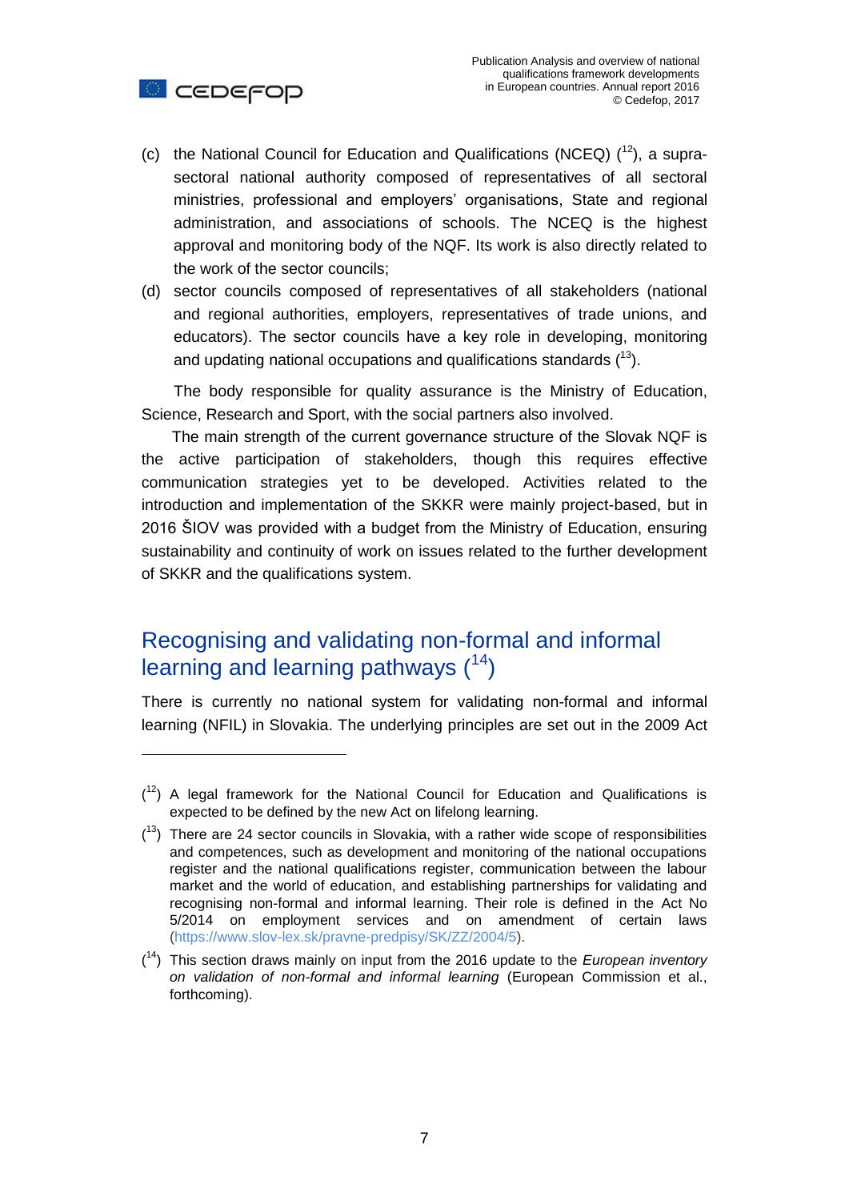(c) the National Council for Education and Qualifications (NCEQ) ([12]), a supra-sectoral national authority composed of representatives of all sectoral ministries, professional and employers' organisations, State and regional administration, and associations of schools. The NCEQ is the highest approval and monitoring body of the NQF. Its work is also directly related to the work of the sector councils;

(d) sector councils composed of representatives of all stakeholders (national and regional authorities, employers, representatives of trade unions, and educators). The sector councils have a key role in developing, monitoring and updating national occupations and qualifications standards ([13]).

The body responsible for quality assurance is the Ministry of Education, Science, Research and Sport, with the social partners also involved.

The main strength of the current governance structure of the Slovak NQF is the active participation of stakeholders, though this requires effective communication strategies yet to be developed. Activities related to the introduction and implementation of the SKKR were mainly project-based, but in 2016 ŠIOV was provided with a budget from the Ministry of Education, ensuring sustainability and continuity of work on issues related to the further development of SKKR and the qualifications system.

## Recognising and validating non-formal and informal learning and learning pathways ([14])

There is currently no national system for validating non-formal and informal learning (NFIL) in Slovakia. The underlying principles are set out in the 2009 Act

---

([12]) A legal framework for the National Council for Education and Qualifications is expected to be defined by the new Act on lifelong learning.

([13]) There are 24 sector councils in Slovakia, with a rather wide scope of responsibilities and competences, such as development and monitoring of the national occupations register and the national qualifications register, communication between the labour market and the world of education, and establishing partnerships for validating and recognising non-formal and informal learning. Their role is defined in the Act No 5/2014 on employment services and on amendment of certain laws (https://www.slov-lex.sk/pravne-predpisy/SK/ZZ/2004/5).

([14]) This section draws mainly on input from the 2016 update to the *European inventory on validation of non-formal and informal learning* (European Commission et al., forthcoming).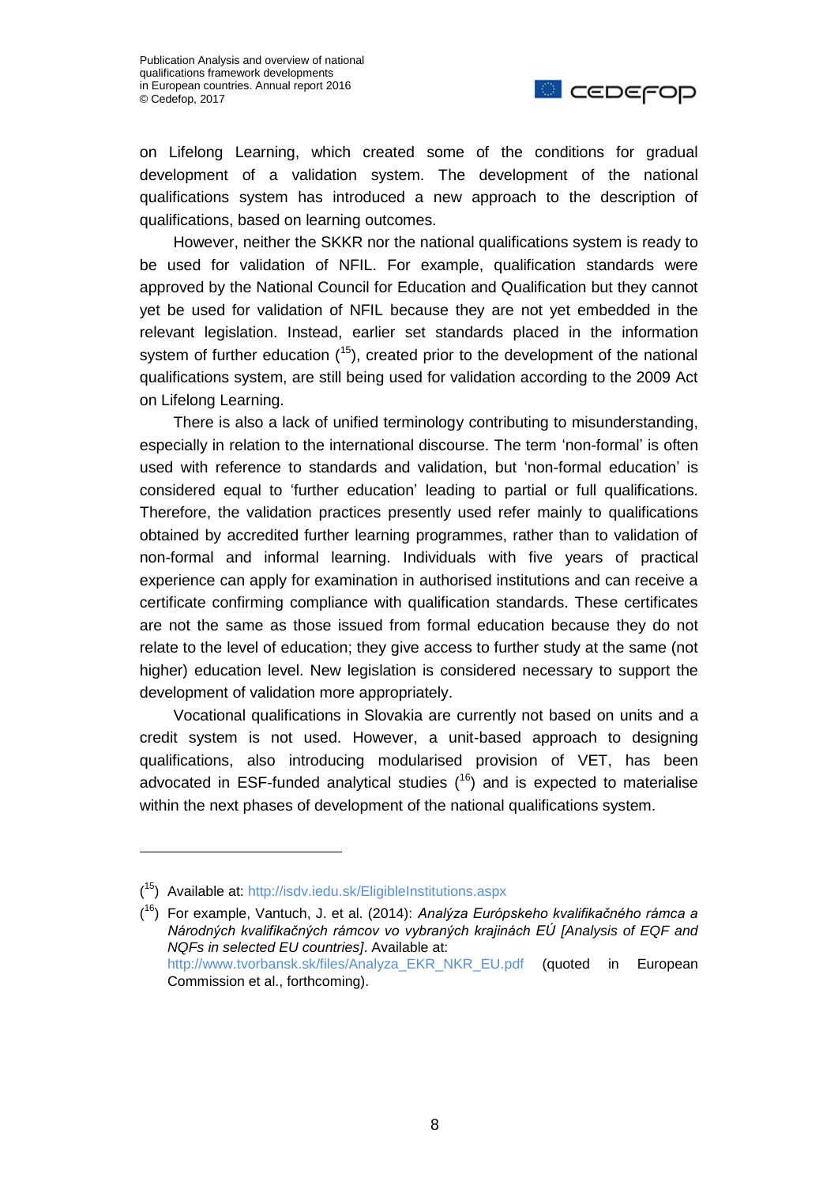on Lifelong Learning, which created some of the conditions for gradual development of a validation system. The development of the national qualifications system has introduced a new approach to the description of qualifications, based on learning outcomes.

However, neither the SKKR nor the national qualifications system is ready to be used for validation of NFIL. For example, qualification standards were approved by the National Council for Education and Qualification but they cannot yet be used for validation of NFIL because they are not yet embedded in the relevant legislation. Instead, earlier set standards placed in the information system of further education ([15]), created prior to the development of the national qualifications system, are still being used for validation according to the 2009 Act on Lifelong Learning.

There is also a lack of unified terminology contributing to misunderstanding, especially in relation to the international discourse. The term 'non-formal' is often used with reference to standards and validation, but 'non-formal education' is considered equal to 'further education' leading to partial or full qualifications. Therefore, the validation practices presently used refer mainly to qualifications obtained by accredited further learning programmes, rather than to validation of non-formal and informal learning. Individuals with five years of practical experience can apply for examination in authorised institutions and can receive a certificate confirming compliance with qualification standards. These certificates are not the same as those issued from formal education because they do not relate to the level of education; they give access to further study at the same (not higher) education level. New legislation is considered necessary to support the development of validation more appropriately.

Vocational qualifications in Slovakia are currently not based on units and a credit system is not used. However, a unit-based approach to designing qualifications, also introducing modularised provision of VET, has been advocated in ESF-funded analytical studies ([16]) and is expected to materialise within the next phases of development of the national qualifications system.

---

([15]) Available at: http://isdv.iedu.sk/EligibleInstitutions.aspx

([16]) For example, Vantuch, J. et al. (2014): *Analýza Európskeho kvalifikačného rámca a Národných kvalifikačných rámcov vo vybraných krajinách EÚ [Analysis of EQF and NQFs in selected EU countries]*. Available at: http://www.tvorbansk.sk/files/Analyza_EKR_NKR_EU.pdf (quoted in European Commission et al., forthcoming).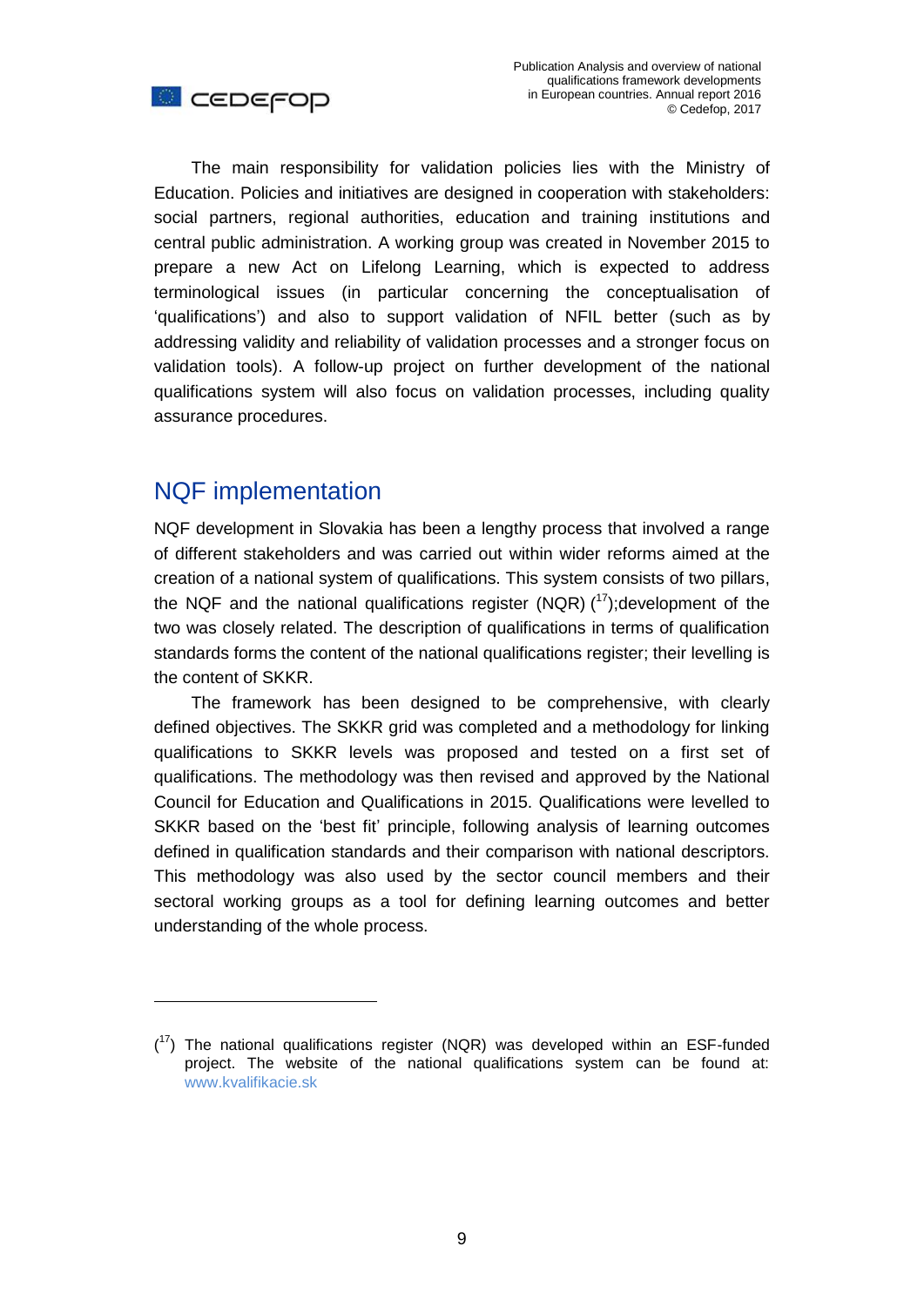The main responsibility for validation policies lies with the Ministry of Education. Policies and initiatives are designed in cooperation with stakeholders: social partners, regional authorities, education and training institutions and central public administration. A working group was created in November 2015 to prepare a new Act on Lifelong Learning, which is expected to address terminological issues (in particular concerning the conceptualisation of 'qualifications') and also to support validation of NFIL better (such as by addressing validity and reliability of validation processes and a stronger focus on validation tools). A follow-up project on further development of the national qualifications system will also focus on validation processes, including quality assurance procedures.

## NQF implementation

NQF development in Slovakia has been a lengthy process that involved a range of different stakeholders and was carried out within wider reforms aimed at the creation of a national system of qualifications. This system consists of two pillars, the NQF and the national qualifications register (NQR) ([17]);development of the two was closely related. The description of qualifications in terms of qualification standards forms the content of the national qualifications register; their levelling is the content of SKKR.

The framework has been designed to be comprehensive, with clearly defined objectives. The SKKR grid was completed and a methodology for linking qualifications to SKKR levels was proposed and tested on a first set of qualifications. The methodology was then revised and approved by the National Council for Education and Qualifications in 2015. Qualifications were levelled to SKKR based on the 'best fit' principle, following analysis of learning outcomes defined in qualification standards and their comparison with national descriptors. This methodology was also used by the sector council members and their sectoral working groups as a tool for defining learning outcomes and better understanding of the whole process.

---

([17]) The national qualifications register (NQR) was developed within an ESF-funded project. The website of the national qualifications system can be found at: www.kvalifikacie.sk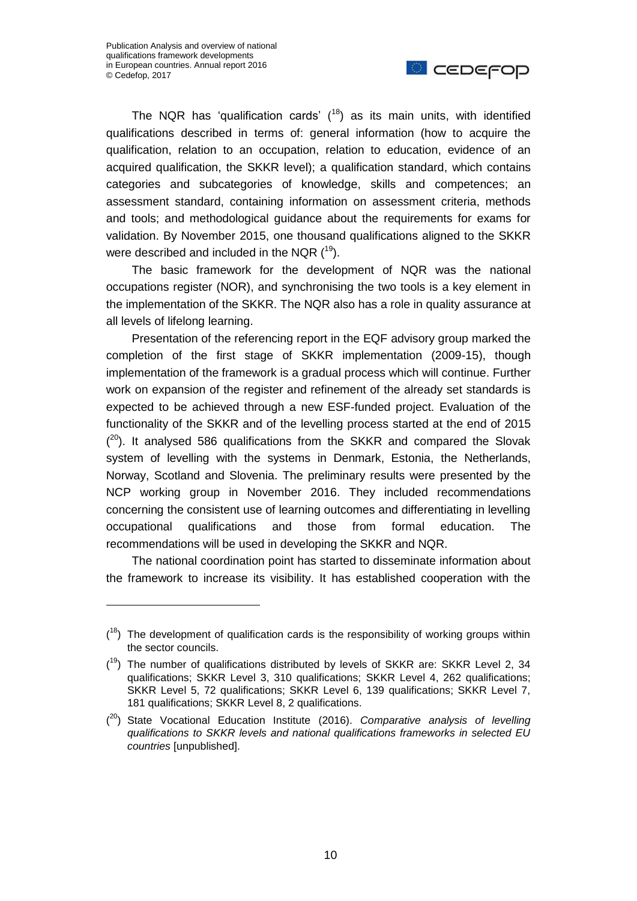The NQR has 'qualification cards' ([18]) as its main units, with identified qualifications described in terms of: general information (how to acquire the qualification, relation to an occupation, relation to education, evidence of an acquired qualification, the SKKR level); a qualification standard, which contains categories and subcategories of knowledge, skills and competences; an assessment standard, containing information on assessment criteria, methods and tools; and methodological guidance about the requirements for exams for validation. By November 2015, one thousand qualifications aligned to the SKKR were described and included in the NQR ([19]).

The basic framework for the development of NQR was the national occupations register (NOR), and synchronising the two tools is a key element in the implementation of the SKKR. The NQR also has a role in quality assurance at all levels of lifelong learning.

Presentation of the referencing report in the EQF advisory group marked the completion of the first stage of SKKR implementation (2009-15), though implementation of the framework is a gradual process which will continue. Further work on expansion of the register and refinement of the already set standards is expected to be achieved through a new ESF-funded project. Evaluation of the functionality of the SKKR and of the levelling process started at the end of 2015 ([20]). It analysed 586 qualifications from the SKKR and compared the Slovak system of levelling with the systems in Denmark, Estonia, the Netherlands, Norway, Scotland and Slovenia. The preliminary results were presented by the NCP working group in November 2016. They included recommendations concerning the consistent use of learning outcomes and differentiating in levelling occupational qualifications and those from formal education. The recommendations will be used in developing the SKKR and NQR.

The national coordination point has started to disseminate information about the framework to increase its visibility. It has established cooperation with the

---

([18]) The development of qualification cards is the responsibility of working groups within the sector councils.

([19]) The number of qualifications distributed by levels of SKKR are: SKKR Level 2, 34 qualifications; SKKR Level 3, 310 qualifications; SKKR Level 4, 262 qualifications; SKKR Level 5, 72 qualifications; SKKR Level 6, 139 qualifications; SKKR Level 7, 181 qualifications; SKKR Level 8, 2 qualifications.

([20]) State Vocational Education Institute (2016). *Comparative analysis of levelling qualifications to SKKR levels and national qualifications frameworks in selected EU countries* [unpublished].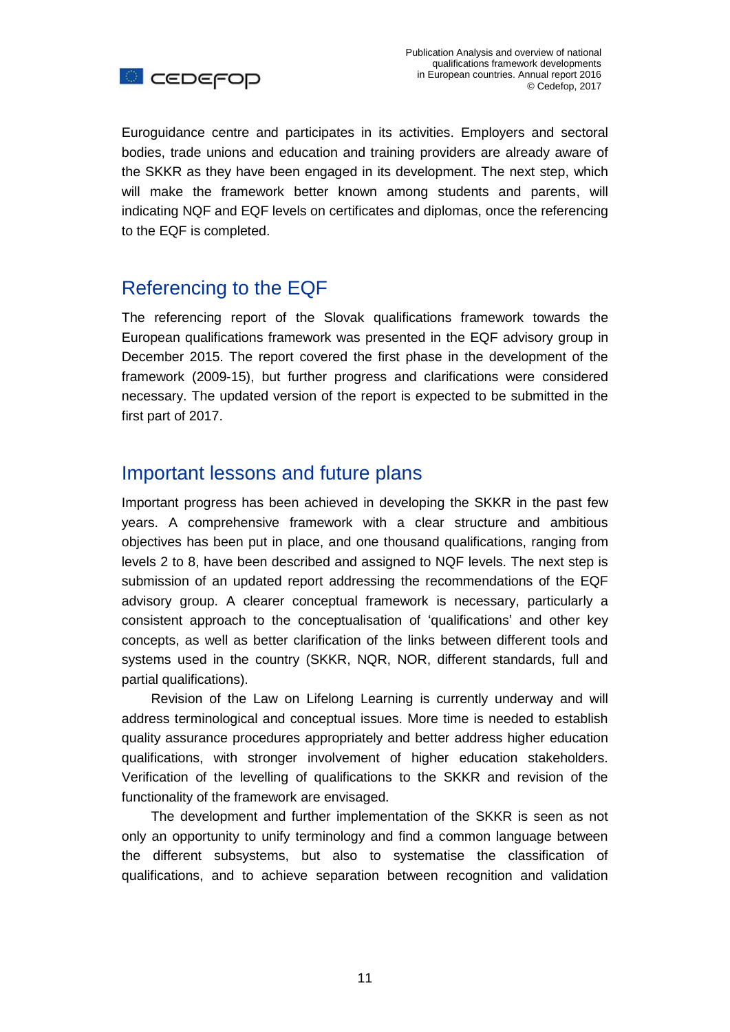Euroguidance centre and participates in its activities. Employers and sectoral bodies, trade unions and education and training providers are already aware of the SKKR as they have been engaged in its development. The next step, which will make the framework better known among students and parents, will indicating NQF and EQF levels on certificates and diplomas, once the referencing to the EQF is completed.

## Referencing to the EQF

The referencing report of the Slovak qualifications framework towards the European qualifications framework was presented in the EQF advisory group in December 2015. The report covered the first phase in the development of the framework (2009-15), but further progress and clarifications were considered necessary. The updated version of the report is expected to be submitted in the first part of 2017.

## Important lessons and future plans

Important progress has been achieved in developing the SKKR in the past few years. A comprehensive framework with a clear structure and ambitious objectives has been put in place, and one thousand qualifications, ranging from levels 2 to 8, have been described and assigned to NQF levels. The next step is submission of an updated report addressing the recommendations of the EQF advisory group. A clearer conceptual framework is necessary, particularly a consistent approach to the conceptualisation of 'qualifications' and other key concepts, as well as better clarification of the links between different tools and systems used in the country (SKKR, NQR, NOR, different standards, full and partial qualifications).

Revision of the Law on Lifelong Learning is currently underway and will address terminological and conceptual issues. More time is needed to establish quality assurance procedures appropriately and better address higher education qualifications, with stronger involvement of higher education stakeholders. Verification of the levelling of qualifications to the SKKR and revision of the functionality of the framework are envisaged.

The development and further implementation of the SKKR is seen as not only an opportunity to unify terminology and find a common language between the different subsystems, but also to systematise the classification of qualifications, and to achieve separation between recognition and validation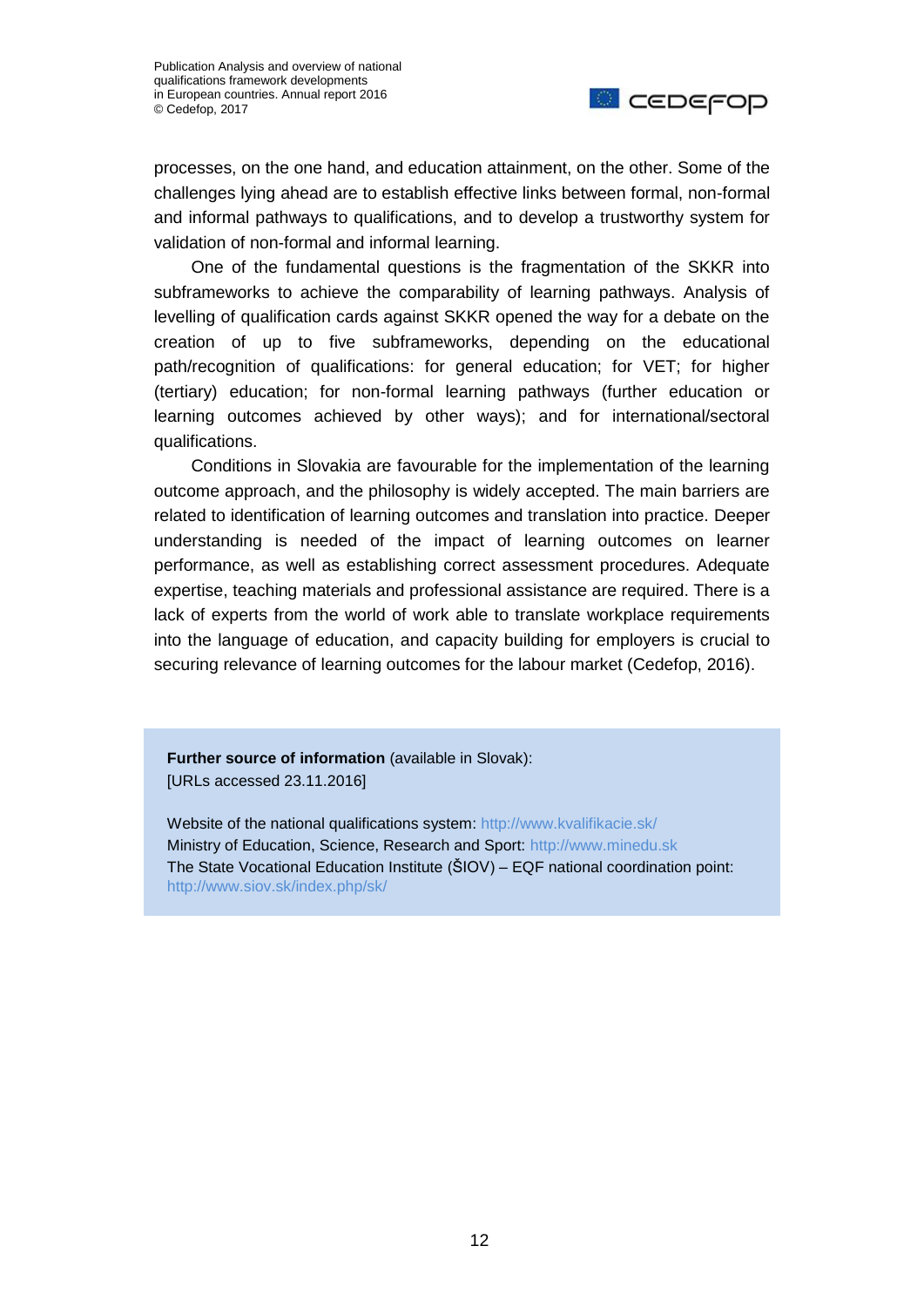processes, on the one hand, and education attainment, on the other. Some of the challenges lying ahead are to establish effective links between formal, non-formal and informal pathways to qualifications, and to develop a trustworthy system for validation of non-formal and informal learning.

One of the fundamental questions is the fragmentation of the SKKR into subframeworks to achieve the comparability of learning pathways. Analysis of levelling of qualification cards against SKKR opened the way for a debate on the creation of up to five subframeworks, depending on the educational path/recognition of qualifications: for general education; for VET; for higher (tertiary) education; for non-formal learning pathways (further education or learning outcomes achieved by other ways); and for international/sectoral qualifications.

Conditions in Slovakia are favourable for the implementation of the learning outcome approach, and the philosophy is widely accepted. The main barriers are related to identification of learning outcomes and translation into practice. Deeper understanding is needed of the impact of learning outcomes on learner performance, as well as establishing correct assessment procedures. Adequate expertise, teaching materials and professional assistance are required. There is a lack of experts from the world of work able to translate workplace requirements into the language of education, and capacity building for employers is crucial to securing relevance of learning outcomes for the labour market (Cedefop, 2016).

**Further source of information** (available in Slovak):
[URLs accessed 23.11.2016]

Website of the national qualifications system: http://www.kvalifikacie.sk/
Ministry of Education, Science, Research and Sport: http://www.minedu.sk
The State Vocational Education Institute (ŠIOV) – EQF national coordination point: http://www.siov.sk/index.php/sk/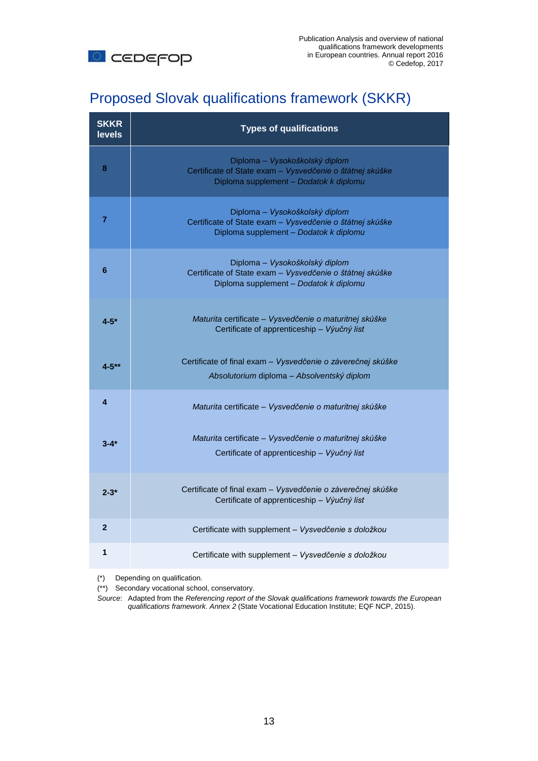# Proposed Slovak qualifications framework (SKKR)

| SKKR levels | Types of qualifications |
|---|---|
| 8 | Diploma – *Vysokoškolský diplom*<br>Certificate of State exam – *Vysvedčenie o štátnej skúške*<br>Diploma supplement – *Dodatok k diplomu* |
| 7 | Diploma – *Vysokoškolský diplom*<br>Certificate of State exam – *Vysvedčenie o štátnej skúške*<br>Diploma supplement – *Dodatok k diplomu* |
| 6 | Diploma – *Vysokoškolský diplom*<br>Certificate of State exam – *Vysvedčenie o štátnej skúške*<br>Diploma supplement – *Dodatok k diplomu* |
| 4-5* | *Maturita* certificate – *Vysvedčenie o maturitnej skúške*<br>Certificate of apprenticeship – *Výučný list* |
| 4-5** | Certificate of final exam – *Vysvedčenie o záverečnej skúške*<br>*Absolutorium* diploma – *Absolventský diplom* |
| 4 | *Maturita* certificate – *Vysvedčenie o maturitnej skúške* |
| 3-4* | *Maturita* certificate – *Vysvedčenie o maturitnej skúške*<br>Certificate of apprenticeship – *Výučný list* |
| 2-3* | Certificate of final exam – *Vysvedčenie o záverečnej skúške*<br>Certificate of apprenticeship – *Výučný list* |
| 2 | Certificate with supplement – *Vysvedčenie s doložkou* |
| 1 | Certificate with supplement – *Vysvedčenie s doložkou* |

(*) Depending on qualification.

(**) Secondary vocational school, conservatory.

*Source*: Adapted from the *Referencing report of the Slovak qualifications framework towards the European qualifications framework. Annex 2* (State Vocational Education Institute; EQF NCP, 2015).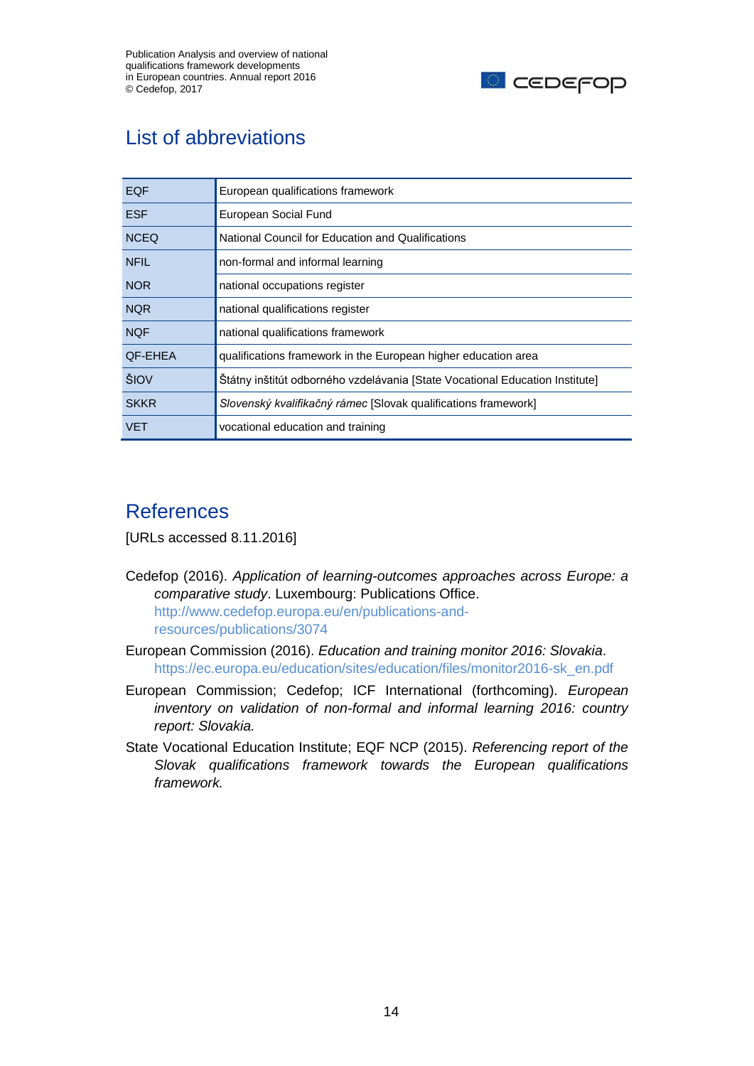## List of abbreviations

| | |
|---|---|
| EQF | European qualifications framework |
| ESF | European Social Fund |
| NCEQ | National Council for Education and Qualifications |
| NFIL | non-formal and informal learning |
| NOR | national occupations register |
| NQR | national qualifications register |
| NQF | national qualifications framework |
| QF-EHEA | qualifications framework in the European higher education area |
| ŠIOV | Štátny inštitút odborného vzdelávania [State Vocational Education Institute] |
| SKKR | *Slovenský kvalifikačný rámec* [Slovak qualifications framework] |
| VET | vocational education and training |

## References

[URLs accessed 8.11.2016]

Cedefop (2016). *Application of learning-outcomes approaches across Europe: a comparative study*. Luxembourg: Publications Office. http://www.cedefop.europa.eu/en/publications-and-resources/publications/3074

European Commission (2016). *Education and training monitor 2016: Slovakia*. https://ec.europa.eu/education/sites/education/files/monitor2016-sk_en.pdf

European Commission; Cedefop; ICF International (forthcoming). *European inventory on validation of non-formal and informal learning 2016: country report: Slovakia.*

State Vocational Education Institute; EQF NCP (2015). *Referencing report of the Slovak qualifications framework towards the European qualifications framework.*